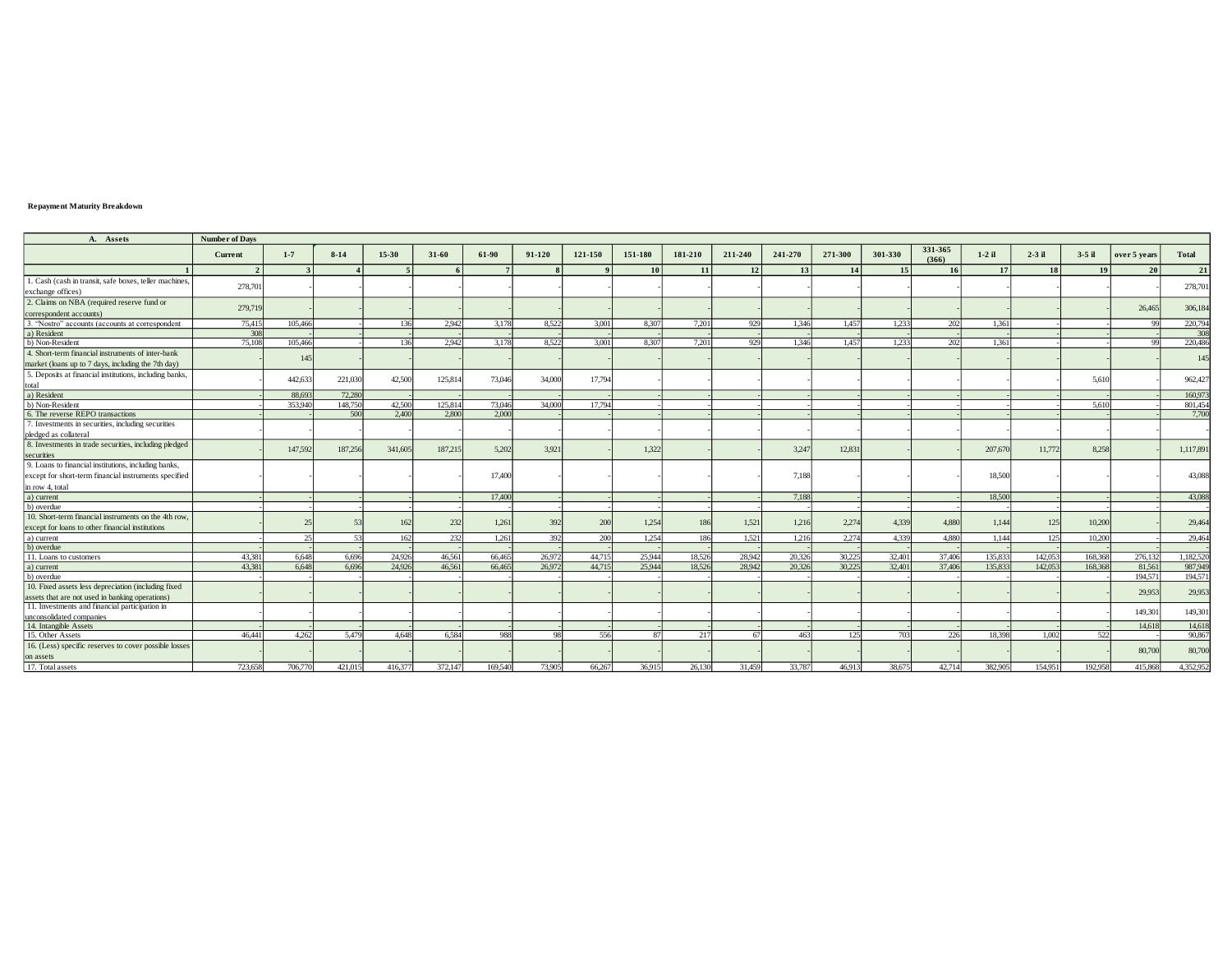**Repayment Maturity Breakdown**

| A. Assets | Number of Days | | | | | | | | | | | | | | | | | | | |
|---|---|---|---|---|---|---|---|---|---|---|---|---|---|---|---|---|---|---|---|---|
| | Current | 1-7 | 8-14 | 15-30 | 31-60 | 61-90 | 91-120 | 121-150 | 151-180 | 181-210 | 211-240 | 241-270 | 271-300 | 301-330 | 331-365 (366) | 1-2 il | 2-3 il | 3-5 il | over 5 years | Total |
| 1 | 2 | 3 | 4 | 5 | 6 | 7 | 8 | 9 | 10 | 11 | 12 | 13 | 14 | 15 | 16 | 17 | 18 | 19 | 20 | 21 |
| 1. Cash (cash in transit, safe boxes, teller machines, exchange offices) | 278,701 | - | - | - | - | - | - | - | - | - | - | - | - | - | - | - | - | - | - | 278,701 |
| 2. Claims on NBA (required reserve fund or correspondent accounts) | 279,719 | - | - | - | - | - | - | - | - | - | - | - | - | - | - | - | - | - | 26,465 | 306,184 |
| 3. "Nostro" accounts (accounts at correspondent | 75,415 | 105,466 | - | 136 | 2,942 | 3,178 | 8,522 | 3,001 | 8,307 | 7,201 | 929 | 1,346 | 1,457 | 1,233 | 202 | 1,361 | - | - | 99 | 220,794 |
| a) Resident | 308 | - | - | - | - | - | - | - | - | - | - | - | - | - | - | - | - | - | - | 308 |
| b) Non-Resident | 75,108 | 105,466 | - | 136 | 2,942 | 3,178 | 8,522 | 3,001 | 8,307 | 7,201 | 929 | 1,346 | 1,457 | 1,233 | 202 | 1,361 | - | - | 99 | 220,486 |
| 4. Short-term financial instruments of inter-bank market (loans up to 7 days, including the 7th day) | - | 145 | - | - | - | - | - | - | - | - | - | - | - | - | - | - | - | - | - | 145 |
| 5. Deposits at financial institutions, including banks, total | - | 442,633 | 221,030 | 42,500 | 125,814 | 73,046 | 34,000 | 17,794 | - | - | - | - | - | - | - | - | - | 5,610 | - | 962,427 |
| a) Resident | - | 88,693 | 72,280 | - | - | - | - | - | - | - | - | - | - | - | - | - | - | - | - | 160,973 |
| b) Non-Resident | - | 353,940 | 148,750 | 42,500 | 125,814 | 73,046 | 34,000 | 17,794 | - | - | - | - | - | - | - | - | - | 5,610 | - | 801,454 |
| 6. The reverse REPO transactions | - | - | 500 | 2,400 | 2,800 | 2,000 | - | - | - | - | - | - | - | - | - | - | - | - | - | 7,700 |
| 7. Investments in securities, including securities pledged as collateral | - | - | - | - | - | - | - | - | - | - | - | - | - | - | - | - | - | - | - | - |
| 8. Investments in trade securities, including pledged securities | - | 147,592 | 187,256 | 341,605 | 187,215 | 5,202 | 3,921 | - | 1,322 | - | - | 3,247 | 12,831 | - | - | 207,670 | 11,772 | 8,258 | - | 1,117,891 |
| 9. Loans to financial institutions, including banks, except for short-term financial instruments specified in row 4, total | - | - | - | - | - | 17,400 | - | - | - | - | - | 7,188 | - | - | - | 18,500 | - | - | - | 43,088 |
| a) current | - | - | - | - | - | 17,400 | - | - | - | - | - | 7,188 | - | - | - | 18,500 | - | - | - | 43,088 |
| b) overdue | - | - | - | - | - | - | - | - | - | - | - | - | - | - | - | - | - | - | - | - |
| 10. Short-term financial instruments on the 4th row, except for loans to other financial institutions | - | 25 | 53 | 162 | 232 | 1,261 | 392 | 200 | 1,254 | 186 | 1,521 | 1,216 | 2,274 | 4,339 | 4,880 | 1,144 | 125 | 10,200 | - | 29,464 |
| a) current | - | 25 | 53 | 162 | 232 | 1,261 | 392 | 200 | 1,254 | 186 | 1,521 | 1,216 | 2,274 | 4,339 | 4,880 | 1,144 | 125 | 10,200 | - | 29,464 |
| b) overdue | - | - | - | - | - | - | - | - | - | - | - | - | - | - | - | - | - | - | - | - |
| 11. Loans to customers | 43,381 | 6,648 | 6,696 | 24,926 | 46,561 | 66,465 | 26,972 | 44,715 | 25,944 | 18,526 | 28,942 | 20,326 | 30,225 | 32,401 | 37,406 | 135,833 | 142,053 | 168,368 | 276,132 | 1,182,520 |
| a) current | 43,381 | 6,648 | 6,696 | 24,926 | 46,561 | 66,465 | 26,972 | 44,715 | 25,944 | 18,526 | 28,942 | 20,326 | 30,225 | 32,401 | 37,406 | 135,833 | 142,053 | 168,368 | 81,561 | 987,949 |
| b) overdue | - | - | - | - | - | - | - | - | - | - | - | - | - | - | - | - | - | - | 194,571 | 194,571 |
| 10. Fixed assets less depreciation (including fixed assets that are not used in banking operations) | - | - | - | - | - | - | - | - | - | - | - | - | - | - | - | - | - | - | 29,953 | 29,953 |
| 11. Investments and financial participation in unconsolidated companies | - | - | - | - | - | - | - | - | - | - | - | - | - | - | - | - | - | - | 149,301 | 149,301 |
| 14. Intangible Assets | - | - | - | - | - | - | - | - | - | - | - | - | - | - | - | - | - | - | 14,618 | 14,618 |
| 15. Other Assets | 46,441 | 4,262 | 5,479 | 4,648 | 6,584 | 988 | 98 | 556 | 87 | 217 | 67 | 463 | 125 | 703 | 226 | 18,398 | 1,002 | 522 | - | 90,867 |
| 16. (Less) specific reserves to cover possible losses on assets | - | - | - | - | - | - | - | - | - | - | - | - | - | - | - | - | - | - | 80,700 | 80,700 |
| 17. Total assets | 723,658 | 706,770 | 421,015 | 416,377 | 372,147 | 169,540 | 73,905 | 66,267 | 36,915 | 26,130 | 31,459 | 33,787 | 46,913 | 38,675 | 42,714 | 382,905 | 154,951 | 192,958 | 415,868 | 4,352,952 |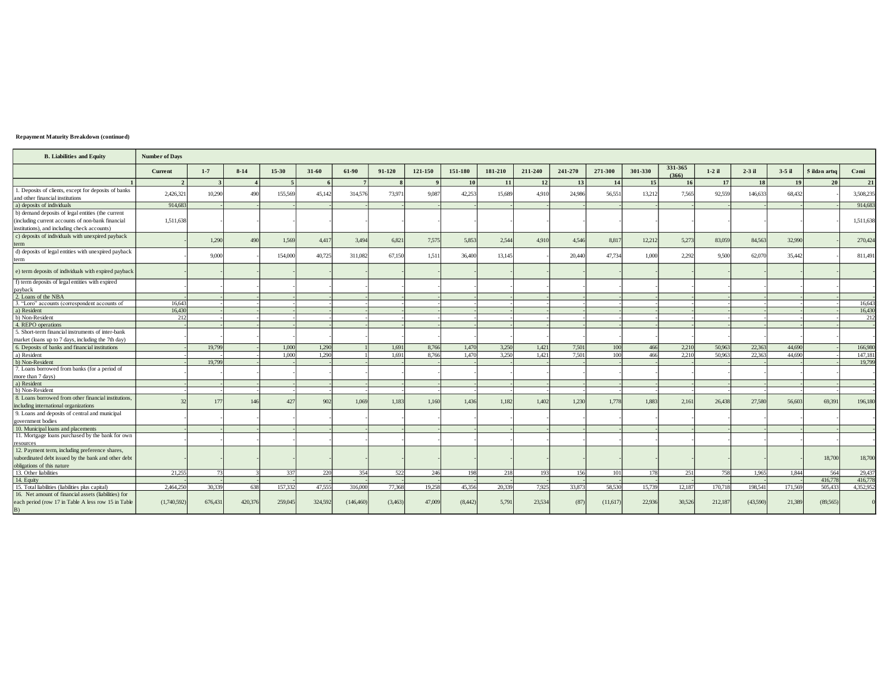**Repayment Maturity Breakdown (continued)**

| B. Liabilities and Equity | Number of Days | | | | | | | | | | | | | | | | | | | |
|---|---|---|---|---|---|---|---|---|---|---|---|---|---|---|---|---|---|---|---|---|
| | Current | 1-7 | 8-14 | 15-30 | 31-60 | 61-90 | 91-120 | 121-150 | 151-180 | 181-210 | 211-240 | 241-270 | 271-300 | 301-330 | 331-365 (366) | 1-2 il | 2-3 il | 3-5 il | 5 ildən artıq | Cəmi |
| 1 | 2 | 3 | 4 | 5 | 6 | 7 | 8 | 9 | 10 | 11 | 12 | 13 | 14 | 15 | 16 | 17 | 18 | 19 | 20 | 21 |
| 1. Deposits of clients, except for deposits of banks and other financial institutions | 2,426,321 | 10,290 | 490 | 155,569 | 45,142 | 314,576 | 73,971 | 9,087 | 42,253 | 15,689 | 4,910 | 24,986 | 56,551 | 13,212 | 7,565 | 92,559 | 146,633 | 68,432 | - | 3,508,235 |
| a) deposits of individuals | 914,683 | - | - | - | - | - | - | - | - | - | - | - | - | - | - | - | - | - | - | 914,683 |
| b) demand deposits of legal entities (the current (including current accounts of non-bank financial institutions), and including check accounts) | 1,511,638 | - | - | - | - | - | - | - | - | - | - | - | - | - | - | - | - | - | - | 1,511,638 |
| c) deposits of individuals with unexpired payback term | - | 1,290 | 490 | 1,569 | 4,417 | 3,494 | 6,821 | 7,575 | 5,853 | 2,544 | 4,910 | 4,546 | 8,817 | 12,212 | 5,273 | 83,059 | 84,563 | 32,990 | - | 270,424 |
| d) deposits of legal entities with unexpired payback term | - | 9,000 | - | 154,000 | 40,725 | 311,082 | 67,150 | 1,511 | 36,400 | 13,145 | - | 20,440 | 47,734 | 1,000 | 2,292 | 9,500 | 62,070 | 35,442 | - | 811,491 |
| e) term deposits of individuals with expired payback | - | - | - | - | - | - | - | - | - | - | - | - | - | - | - | - | - | - | - | - |
| f) term deposits of legal entities with expired payback | - | - | - | - | - | - | - | - | - | - | - | - | - | - | - | - | - | - | - | - |
| 2. Loans of the NBA | - | - | - | - | - | - | - | - | - | - | - | - | - | - | - | - | - | - | - | - |
| 3. "Loro" accounts (correspondent accounts of | 16,643 | - | - | - | - | - | - | - | - | - | - | - | - | - | - | - | - | - | - | 16,643 |
| a) Resident | 16,430 | - | - | - | - | - | - | - | - | - | - | - | - | - | - | - | - | - | - | 16,430 |
| b) Non-Resident | 212 | - | - | - | - | - | - | - | - | - | - | - | - | - | - | - | - | - | - | 212 |
| 4. REPO operations | - | - | - | - | - | - | - | - | - | - | - | - | - | - | - | - | - | - | - | - |
| 5. Short-term financial instruments of inter-bank market (loans up to 7 days, including the 7th day) | - | - | - | - | - | - | - | - | - | - | - | - | - | - | - | - | - | - | - | - |
| 6. Deposits of banks and financial institutions | - | 19,799 | - | 1,000 | 1,290 | 1 | 1,691 | 8,766 | 1,470 | 3,250 | 1,421 | 7,501 | 100 | 466 | 2,210 | 50,963 | 22,363 | 44,690 | - | 166,980 |
| a) Resident | - | - | - | 1,000 | 1,290 | 1 | 1,691 | 8,766 | 1,470 | 3,250 | 1,421 | 7,501 | 100 | 466 | 2,210 | 50,963 | 22,363 | 44,690 | - | 147,181 |
| b) Non-Resident | - | 19,799 | - | - | - | - | - | - | - | - | - | - | - | - | - | - | - | - | - | 19,799 |
| 7. Loans borrowed from banks (for a period of more than 7 days) | - | - | - | - | - | - | - | - | - | - | - | - | - | - | - | - | - | - | - | - |
| a) Resident | - | - | - | - | - | - | - | - | - | - | - | - | - | - | - | - | - | - | - | - |
| b) Non-Resident | - | - | - | - | - | - | - | - | - | - | - | - | - | - | - | - | - | - | - | - |
| 8. Loans borrowed from other financial institutions, including international organizations | 32 | 177 | 146 | 427 | 902 | 1,069 | 1,183 | 1,160 | 1,436 | 1,182 | 1,402 | 1,230 | 1,778 | 1,883 | 2,161 | 26,438 | 27,580 | 56,603 | 69,391 | 196,180 |
| 9. Loans and deposits of central and municipal government bodies | - | - | - | - | - | - | - | - | - | - | - | - | - | - | - | - | - | - | - | - |
| 10. Municipal loans and placements | - | - | - | - | - | - | - | - | - | - | - | - | - | - | - | - | - | - | - | - |
| 11. Mortgage loans purchased by the bank for own resources | - | - | - | - | - | - | - | - | - | - | - | - | - | - | - | - | - | - | - | - |
| 12. Payment term, including preference shares, subordinated debt issued by the bank and other debt obligations of this nature | - | - | - | - | - | - | - | - | - | - | - | - | - | - | - | - | - | - | 18,700 | 18,700 |
| 13. Other liabilities | 21,255 | 73 | 3 | 337 | 220 | 354 | 522 | 246 | 198 | 218 | 193 | 156 | 101 | 178 | 251 | 758 | 1,965 | 1,844 | 564 | 29,437 |
| 14. Equity | - | - | - | - | - | - | - | - | - | - | - | - | - | - | - | - | - | - | 416,778 | 416,778 |
| 15. Total liabilities (liabilities plus capital) | 2,464,250 | 30,339 | 638 | 157,332 | 47,555 | 316,000 | 77,368 | 19,258 | 45,356 | 20,339 | 7,925 | 33,873 | 58,530 | 15,739 | 12,187 | 170,718 | 198,541 | 171,569 | 505,433 | 4,352,952 |
| 16. Net amount of financial assets (liabilities) for each period (row 17 in Table A less row 15 in Table B) | (1,740,592) | 676,431 | 420,376 | 259,045 | 324,592 | (146,460) | (3,463) | 47,009 | (8,442) | 5,791 | 23,534 | (87) | (11,617) | 22,936 | 30,526 | 212,187 | (43,590) | 21,389 | (89,565) | 0 |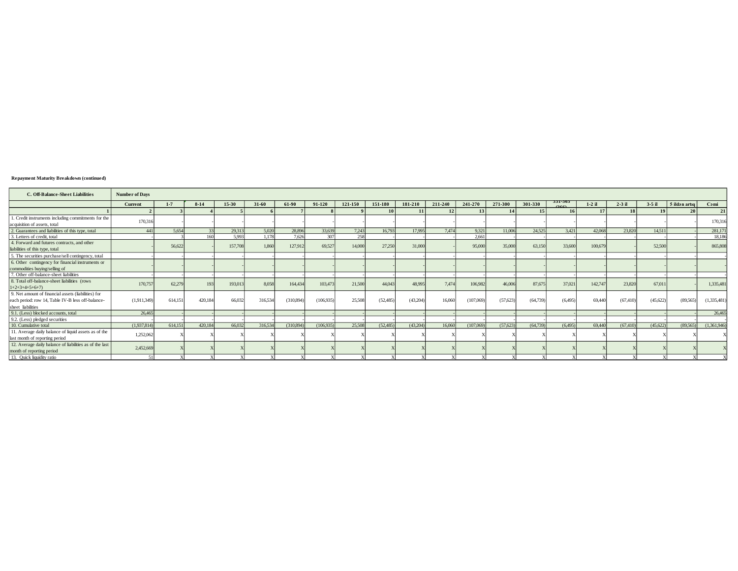**Repayment Maturity Breakdown (continued)**

| C. Off-Balance-Sheet Liabilities | Number of Days | | | | | | | | | | | | | | | | | | | |
|---|---|---|---|---|---|---|---|---|---|---|---|---|---|---|---|---|---|---|---|---|
| | Current | 1-7 | 8-14 | 15-30 | 31-60 | 61-90 | 91-120 | 121-150 | 151-180 | 181-210 | 211-240 | 241-270 | 271-300 | 301-330 | 331-365 (366) | 1-2 il | 2-3 il | 3-5 il | 5 ildən artıq | Cəmi |
| 1 | 2 | 3 | 4 | 5 | 6 | 7 | 8 | 9 | 10 | 11 | 12 | 13 | 14 | 15 | 16 | 17 | 18 | 19 | 20 | 21 |
| 1. Credit instruments including commitments for the acquisition of assets, total | 170,316 | - | - | - | - | - | - | - | - | - | - | - | - | - | - | - | - | - | - | 170,316 |
| 2. Guarantees and liabilities of this type, total | 441 | 5,654 | 33 | 29,313 | 5,020 | 28,896 | 33,639 | 7,243 | 16,793 | 17,995 | 7,474 | 9,321 | 11,006 | 24,525 | 3,421 | 42,068 | 23,820 | 14,511 | - | 281,171 |
| 3. Letters of credit, total | - | 3 | 160 | 5,993 | 1,178 | 7,626 | 307 | 258 | - | - | - | 2,661 | - | - | - | - | - | - | - | 18,186 |
| 4. Forward and futures contracts, and other liabilities of this type, total | - | 56,622 | - | 157,708 | 1,860 | 127,912 | 69,527 | 14,000 | 27,250 | 31,000 | - | 95,000 | 35,000 | 63,150 | 33,600 | 100,679 | - | 52,500 | - | 865,808 |
| 5. The securities purchase/sell contingency, total | - | - | - | - | - | - | - | - | - | - | - | - | - | - | - | - | - | - | - | - |
| 6. Other contingency for financial instruments or commodities buying/selling of | - | - | - | - | - | - | - | - | - | - | - | - | - | - | - | - | - | - | - | - |
| 7. Other off-balance-sheet liabilities | - | - | - | - | - | - | - | - | - | - | - | - | - | - | - | - | - | - | - | - |
| 8. Total off-balance-sheet liabilities (rows 1+2+3+4+5+6+7) | 170,757 | 62,279 | 193 | 193,013 | 8,058 | 164,434 | 103,473 | 21,500 | 44,043 | 48,995 | 7,474 | 106,982 | 46,006 | 87,675 | 37,021 | 142,747 | 23,820 | 67,011 | - | 1,335,481 |
| 9. Net amount of financial assets (liabilities) for each period: row 14, Table IV-B less off-balance-sheet liabilities | (1,911,349) | 614,151 | 420,184 | 66,032 | 316,534 | (310,894) | (106,935) | 25,508 | (52,485) | (43,204) | 16,060 | (107,069) | (57,623) | (64,739) | (6,495) | 69,440 | (67,410) | (45,622) | (89,565) | (1,335,481) |
| 9.1. (Less) blocked accounts, total | 26,465 | - | - | - | - | - | - | - | - | - | - | - | - | - | - | - | - | - | - | 26,465 |
| 9.2. (Less) pledged securities | - | - | - | - | - | - | - | - | - | - | - | - | - | - | - | - | - | - | - | - |
| 10. Cumulative total | (1,937,814) | 614,151 | 420,184 | 66,032 | 316,534 | (310,894) | (106,935) | 25,508 | (52,485) | (43,204) | 16,060 | (107,069) | (57,623) | (64,739) | (6,495) | 69,440 | (67,410) | (45,622) | (89,565) | (1,361,946) |
| 11. Average daily balance of liquid assets as of the last month of reporting period | 1,252,062 | X | X | X | X | X | X | X | X | X | X | X | X | X | X | X | X | X | X | X |
| 12. Average daily balance of liabilities as of the last month of reporting period | 2,452,669 | X | X | X | X | X | X | X | X | X | X | X | X | X | X | X | X | X | X | X |
| 13. Quick liquidity ratio | 51 | X | X | X | X | X | X | X | X | X | X | X | X | X | X | X | X | X | X | X |